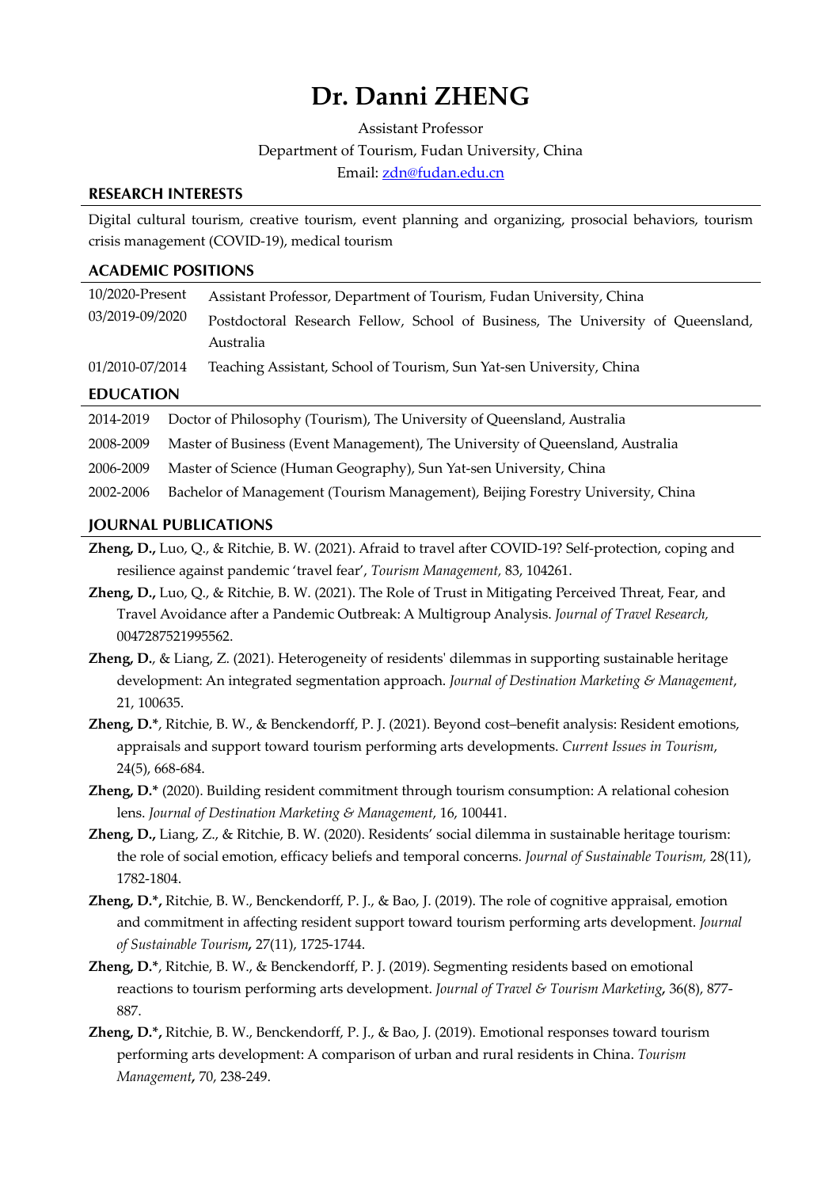# Dr. Danni ZHENG

Assistant Professor

Department of Tourism, Fudan University, China

Email: zdn@fudan.edu.cn

## RESEARCH INTERESTS

Digital cultural tourism, creative tourism, event planning and organizing, prosocial behaviors, tourism crisis management (COVID-19), medical tourism

## ACADEMIC POSITIONS

| | |
|---|---|
| 10/2020-Present | Assistant Professor, Department of Tourism, Fudan University, China |
| 03/2019-09/2020 | Postdoctoral Research Fellow, School of Business, The University of Queensland, Australia |
| 01/2010-07/2014 | Teaching Assistant, School of Tourism, Sun Yat-sen University, China |

## EDUCATION

| | |
|---|---|
| 2014-2019 | Doctor of Philosophy (Tourism), The University of Queensland, Australia |
| 2008-2009 | Master of Business (Event Management), The University of Queensland, Australia |
| 2006-2009 | Master of Science (Human Geography), Sun Yat-sen University, China |
| 2002-2006 | Bachelor of Management (Tourism Management), Beijing Forestry University, China |

## JOURNAL PUBLICATIONS

**Zheng, D.,** Luo, Q., & Ritchie, B. W. (2021). Afraid to travel after COVID-19? Self-protection, coping and resilience against pandemic 'travel fear', *Tourism Management,* 83, 104261.

**Zheng, D.,** Luo, Q., & Ritchie, B. W. (2021). The Role of Trust in Mitigating Perceived Threat, Fear, and Travel Avoidance after a Pandemic Outbreak: A Multigroup Analysis. *Journal of Travel Research,* 0047287521995562.

**Zheng, D.**, & Liang, Z. (2021). Heterogeneity of residents' dilemmas in supporting sustainable heritage development: An integrated segmentation approach. *Journal of Destination Marketing & Management*, 21, 100635.

**Zheng, D.***, Ritchie, B. W., & Benckendorff, P. J. (2021). Beyond cost–benefit analysis: Resident emotions, appraisals and support toward tourism performing arts developments. *Current Issues in Tourism*, 24(5), 668-684.

**Zheng, D.*** (2020). Building resident commitment through tourism consumption: A relational cohesion lens. *Journal of Destination Marketing & Management*, 16, 100441.

**Zheng, D.,** Liang, Z., & Ritchie, B. W. (2020). Residents' social dilemma in sustainable heritage tourism: the role of social emotion, efficacy beliefs and temporal concerns. *Journal of Sustainable Tourism,* 28(11), 1782-1804.

**Zheng, D.*,** Ritchie, B. W., Benckendorff, P. J., & Bao, J. (2019). The role of cognitive appraisal, emotion and commitment in affecting resident support toward tourism performing arts development. *Journal of Sustainable Tourism***,** 27(11), 1725-1744.

**Zheng, D.***, Ritchie, B. W., & Benckendorff, P. J. (2019). Segmenting residents based on emotional reactions to tourism performing arts development. *Journal of Travel & Tourism Marketing***,** 36(8), 877-887.

**Zheng, D.*,** Ritchie, B. W., Benckendorff, P. J., & Bao, J. (2019). Emotional responses toward tourism performing arts development: A comparison of urban and rural residents in China. *Tourism Management***,** 70, 238-249.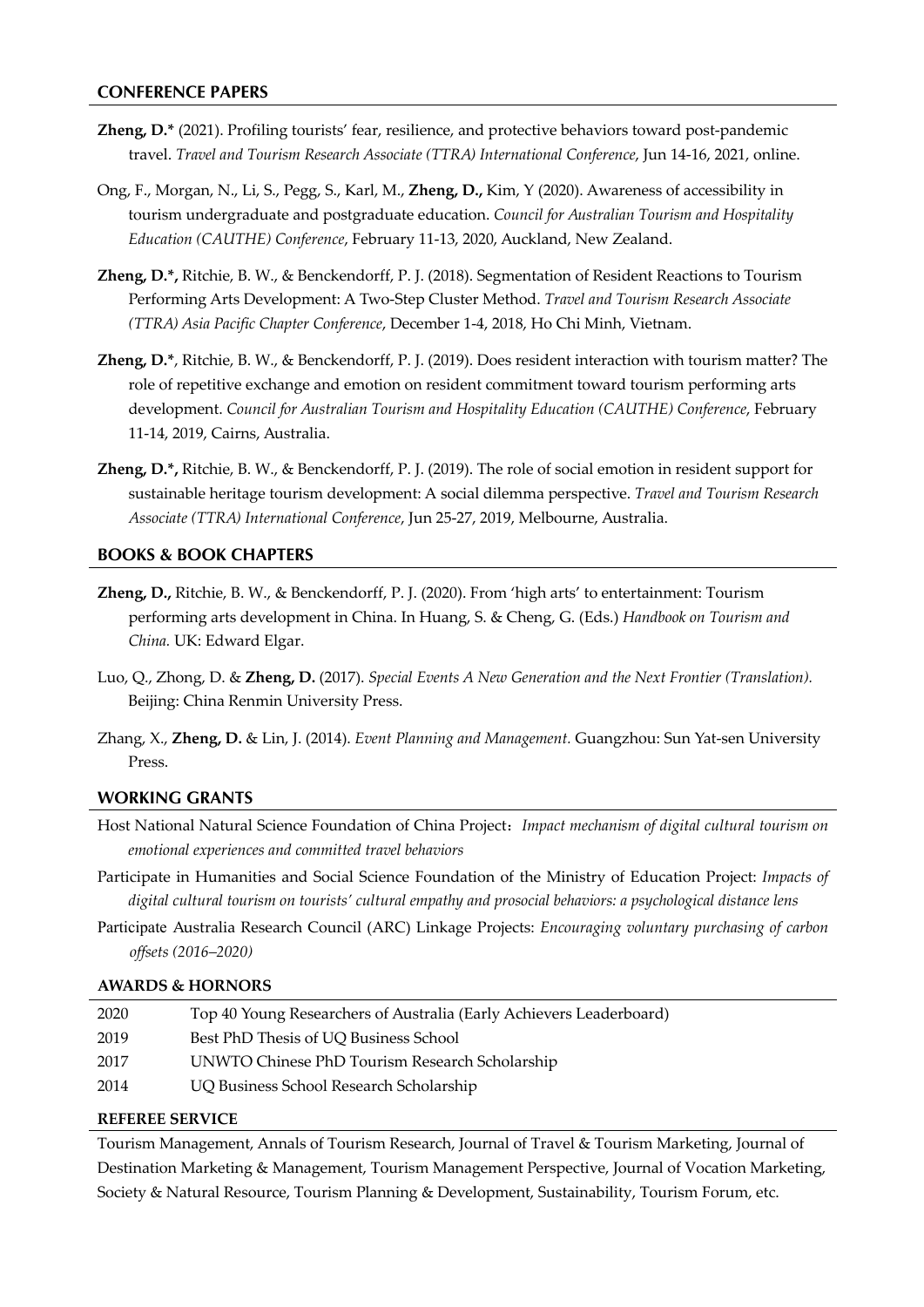## CONFERENCE PAPERS

**Zheng, D.*** (2021). Profiling tourists' fear, resilience, and protective behaviors toward post-pandemic travel. *Travel and Tourism Research Associate (TTRA) International Conference*, Jun 14-16, 2021, online.

Ong, F., Morgan, N., Li, S., Pegg, S., Karl, M., **Zheng, D.,** Kim, Y (2020). Awareness of accessibility in tourism undergraduate and postgraduate education. *Council for Australian Tourism and Hospitality Education (CAUTHE) Conference*, February 11-13, 2020, Auckland, New Zealand.

**Zheng, D.*,** Ritchie, B. W., & Benckendorff, P. J. (2018). Segmentation of Resident Reactions to Tourism Performing Arts Development: A Two-Step Cluster Method. *Travel and Tourism Research Associate (TTRA) Asia Pacific Chapter Conference*, December 1-4, 2018, Ho Chi Minh, Vietnam.

**Zheng, D.***, Ritchie, B. W., & Benckendorff, P. J. (2019). Does resident interaction with tourism matter? The role of repetitive exchange and emotion on resident commitment toward tourism performing arts development. *Council for Australian Tourism and Hospitality Education (CAUTHE) Conference*, February 11-14, 2019, Cairns, Australia.

**Zheng, D.*,** Ritchie, B. W., & Benckendorff, P. J. (2019). The role of social emotion in resident support for sustainable heritage tourism development: A social dilemma perspective. *Travel and Tourism Research Associate (TTRA) International Conference*, Jun 25-27, 2019, Melbourne, Australia.

## BOOKS & BOOK CHAPTERS

**Zheng, D.,** Ritchie, B. W., & Benckendorff, P. J. (2020). From 'high arts' to entertainment: Tourism performing arts development in China. In Huang, S. & Cheng, G. (Eds.) *Handbook on Tourism and China.* UK: Edward Elgar.

Luo, Q., Zhong, D. & **Zheng, D.** (2017). *Special Events A New Generation and the Next Frontier (Translation).* Beijing: China Renmin University Press.

Zhang, X., **Zheng, D.** & Lin, J. (2014). *Event Planning and Management.* Guangzhou: Sun Yat-sen University Press.

## WORKING GRANTS

Host National Natural Science Foundation of China Project： *Impact mechanism of digital cultural tourism on emotional experiences and committed travel behaviors*

Participate in Humanities and Social Science Foundation of the Ministry of Education Project: *Impacts of digital cultural tourism on tourists' cultural empathy and prosocial behaviors: a psychological distance lens*

Participate Australia Research Council (ARC) Linkage Projects: *Encouraging voluntary purchasing of carbon offsets (2016–2020)*

## AWARDS & HORNORS

| | |
|---|---|
| 2020 | Top 40 Young Researchers of Australia (Early Achievers Leaderboard) |
| 2019 | Best PhD Thesis of UQ Business School |
| 2017 | UNWTO Chinese PhD Tourism Research Scholarship |
| 2014 | UQ Business School Research Scholarship |

## REFEREE SERVICE

Tourism Management, Annals of Tourism Research, Journal of Travel & Tourism Marketing, Journal of Destination Marketing & Management, Tourism Management Perspective, Journal of Vocation Marketing, Society & Natural Resource, Tourism Planning & Development, Sustainability, Tourism Forum, etc.